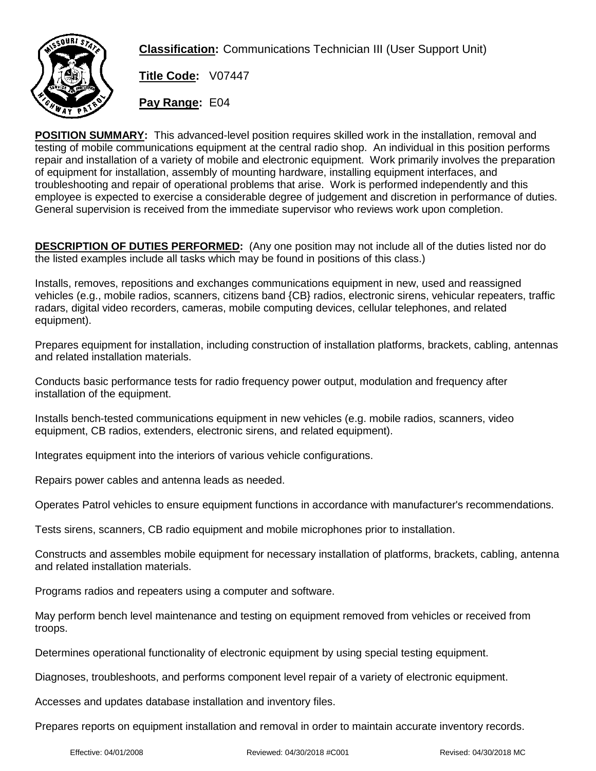**Classification:** Communications Technician III (User Support Unit)

**Title Code:** V07447

**Pay Range:** E04

**POSITION SUMMARY:** This advanced-level position requires skilled work in the installation, removal and testing of mobile communications equipment at the central radio shop. An individual in this position performs repair and installation of a variety of mobile and electronic equipment. Work primarily involves the preparation of equipment for installation, assembly of mounting hardware, installing equipment interfaces, and troubleshooting and repair of operational problems that arise. Work is performed independently and this employee is expected to exercise a considerable degree of judgement and discretion in performance of duties. General supervision is received from the immediate supervisor who reviews work upon completion.

**DESCRIPTION OF DUTIES PERFORMED:** (Any one position may not include all of the duties listed nor do the listed examples include all tasks which may be found in positions of this class.)

Installs, removes, repositions and exchanges communications equipment in new, used and reassigned vehicles (e.g., mobile radios, scanners, citizens band {CB} radios, electronic sirens, vehicular repeaters, traffic radars, digital video recorders, cameras, mobile computing devices, cellular telephones, and related equipment).

Prepares equipment for installation, including construction of installation platforms, brackets, cabling, antennas and related installation materials.

Conducts basic performance tests for radio frequency power output, modulation and frequency after installation of the equipment.

Installs bench-tested communications equipment in new vehicles (e.g. mobile radios, scanners, video equipment, CB radios, extenders, electronic sirens, and related equipment).

Integrates equipment into the interiors of various vehicle configurations.

Repairs power cables and antenna leads as needed.

Operates Patrol vehicles to ensure equipment functions in accordance with manufacturer's recommendations.

Tests sirens, scanners, CB radio equipment and mobile microphones prior to installation.

Constructs and assembles mobile equipment for necessary installation of platforms, brackets, cabling, antenna and related installation materials.

Programs radios and repeaters using a computer and software.

May perform bench level maintenance and testing on equipment removed from vehicles or received from troops.

Determines operational functionality of electronic equipment by using special testing equipment.

Diagnoses, troubleshoots, and performs component level repair of a variety of electronic equipment.

Accesses and updates database installation and inventory files.

Prepares reports on equipment installation and removal in order to maintain accurate inventory records.

Effective: 04/01/2008 Reviewed: 04/30/2018 #C001 Revised: 04/30/2018 MC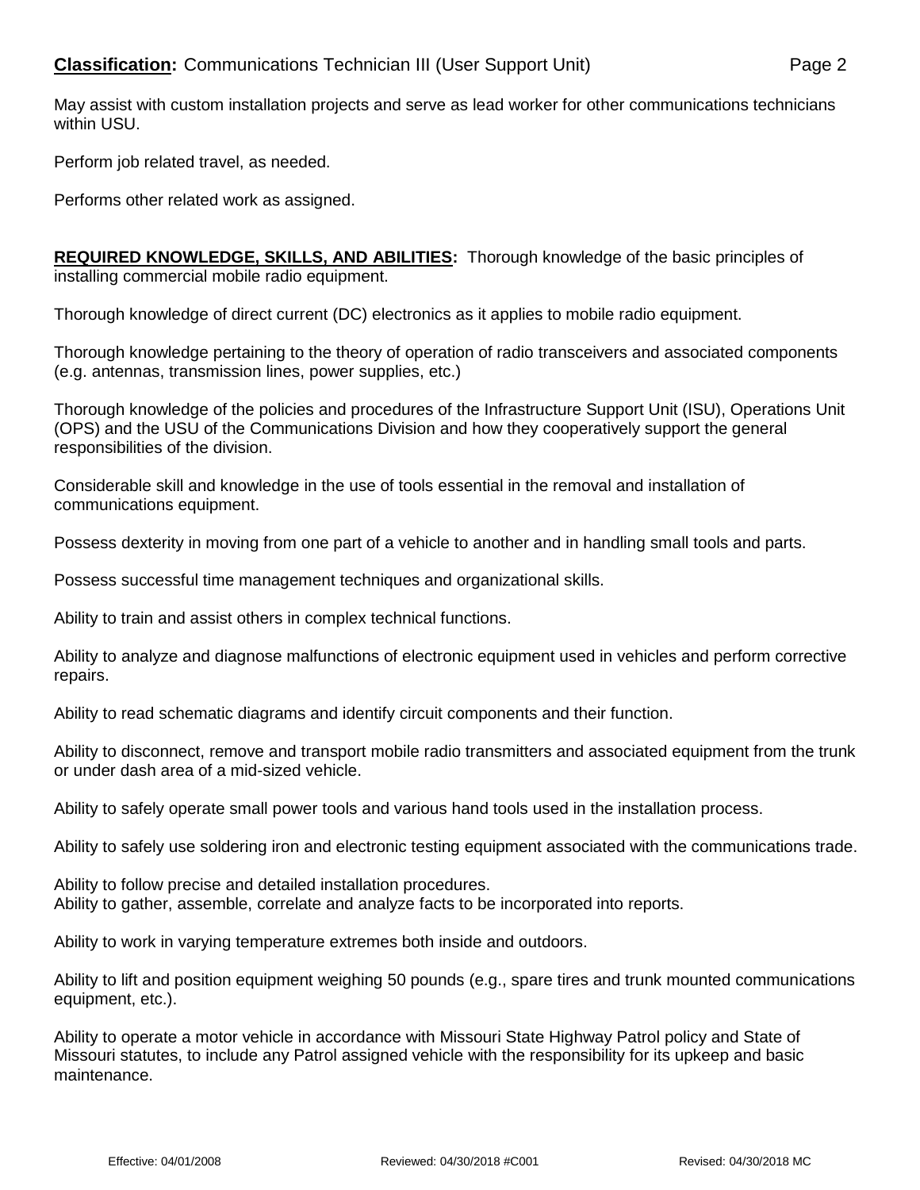May assist with custom installation projects and serve as lead worker for other communications technicians within USU.

Perform job related travel, as needed.

Performs other related work as assigned.

**REQUIRED KNOWLEDGE, SKILLS, AND ABILITIES:** Thorough knowledge of the basic principles of installing commercial mobile radio equipment.

Thorough knowledge of direct current (DC) electronics as it applies to mobile radio equipment.

Thorough knowledge pertaining to the theory of operation of radio transceivers and associated components (e.g. antennas, transmission lines, power supplies, etc.)

Thorough knowledge of the policies and procedures of the Infrastructure Support Unit (ISU), Operations Unit (OPS) and the USU of the Communications Division and how they cooperatively support the general responsibilities of the division.

Considerable skill and knowledge in the use of tools essential in the removal and installation of communications equipment.

Possess dexterity in moving from one part of a vehicle to another and in handling small tools and parts.

Possess successful time management techniques and organizational skills.

Ability to train and assist others in complex technical functions.

Ability to analyze and diagnose malfunctions of electronic equipment used in vehicles and perform corrective repairs.

Ability to read schematic diagrams and identify circuit components and their function.

Ability to disconnect, remove and transport mobile radio transmitters and associated equipment from the trunk or under dash area of a mid-sized vehicle.

Ability to safely operate small power tools and various hand tools used in the installation process.

Ability to safely use soldering iron and electronic testing equipment associated with the communications trade.

Ability to follow precise and detailed installation procedures.
Ability to gather, assemble, correlate and analyze facts to be incorporated into reports.

Ability to work in varying temperature extremes both inside and outdoors.

Ability to lift and position equipment weighing 50 pounds (e.g., spare tires and trunk mounted communications equipment, etc.).

Ability to operate a motor vehicle in accordance with Missouri State Highway Patrol policy and State of Missouri statutes, to include any Patrol assigned vehicle with the responsibility for its upkeep and basic maintenance.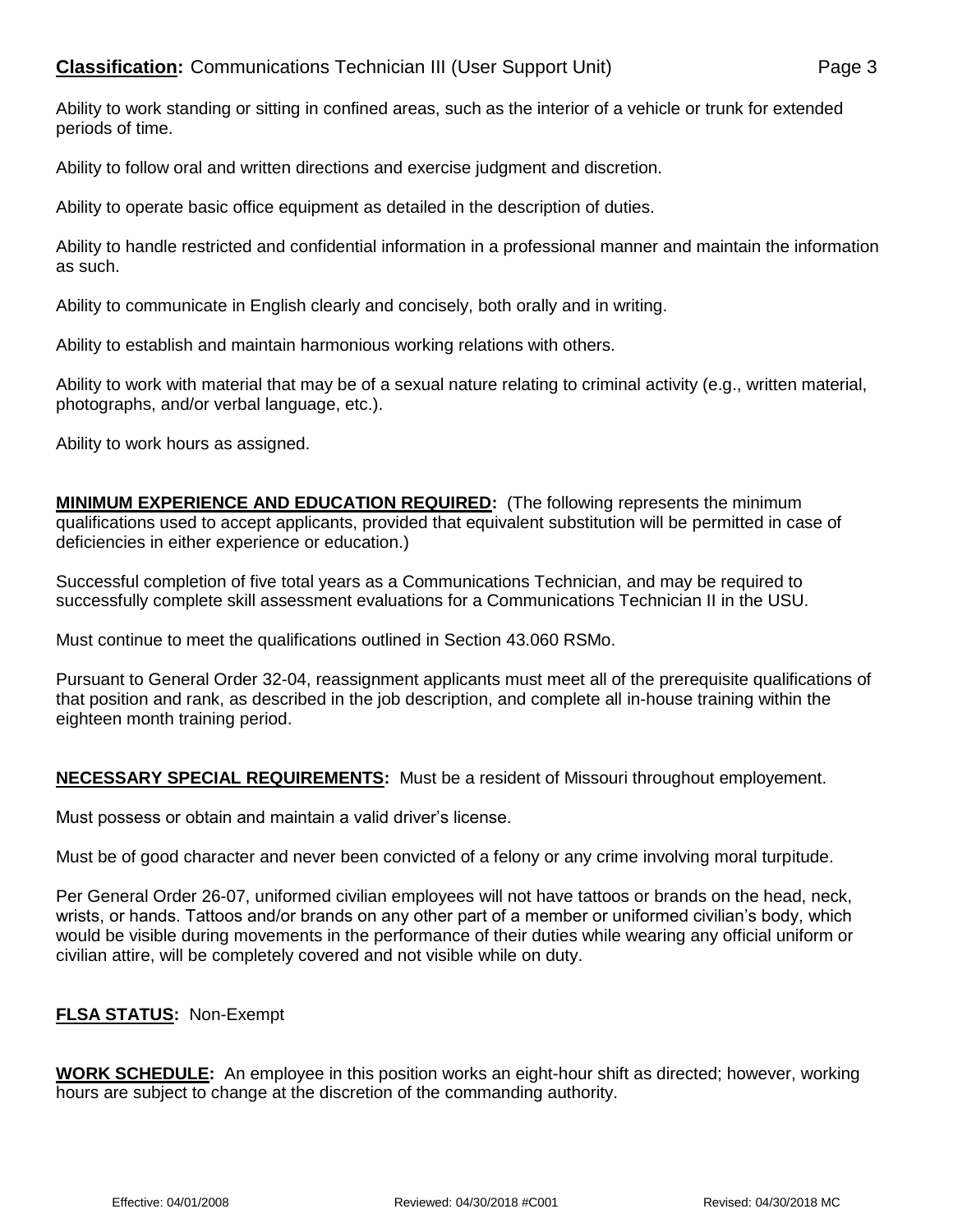Ability to work standing or sitting in confined areas, such as the interior of a vehicle or trunk for extended periods of time.

Ability to follow oral and written directions and exercise judgment and discretion.

Ability to operate basic office equipment as detailed in the description of duties.

Ability to handle restricted and confidential information in a professional manner and maintain the information as such.

Ability to communicate in English clearly and concisely, both orally and in writing.

Ability to establish and maintain harmonious working relations with others.

Ability to work with material that may be of a sexual nature relating to criminal activity (e.g., written material, photographs, and/or verbal language, etc.).

Ability to work hours as assigned.

**MINIMUM EXPERIENCE AND EDUCATION REQUIRED:** (The following represents the minimum qualifications used to accept applicants, provided that equivalent substitution will be permitted in case of deficiencies in either experience or education.)

Successful completion of five total years as a Communications Technician, and may be required to successfully complete skill assessment evaluations for a Communications Technician II in the USU.

Must continue to meet the qualifications outlined in Section 43.060 RSMo.

Pursuant to General Order 32-04, reassignment applicants must meet all of the prerequisite qualifications of that position and rank, as described in the job description, and complete all in-house training within the eighteen month training period.

**NECESSARY SPECIAL REQUIREMENTS:** Must be a resident of Missouri throughout employement.

Must possess or obtain and maintain a valid driver's license.

Must be of good character and never been convicted of a felony or any crime involving moral turpitude.

Per General Order 26-07, uniformed civilian employees will not have tattoos or brands on the head, neck, wrists, or hands. Tattoos and/or brands on any other part of a member or uniformed civilian's body, which would be visible during movements in the performance of their duties while wearing any official uniform or civilian attire, will be completely covered and not visible while on duty.

**FLSA STATUS:** Non-Exempt

**WORK SCHEDULE:** An employee in this position works an eight-hour shift as directed; however, working hours are subject to change at the discretion of the commanding authority.

Effective: 04/01/2008 Reviewed: 04/30/2018 #C001 Revised: 04/30/2018 MC